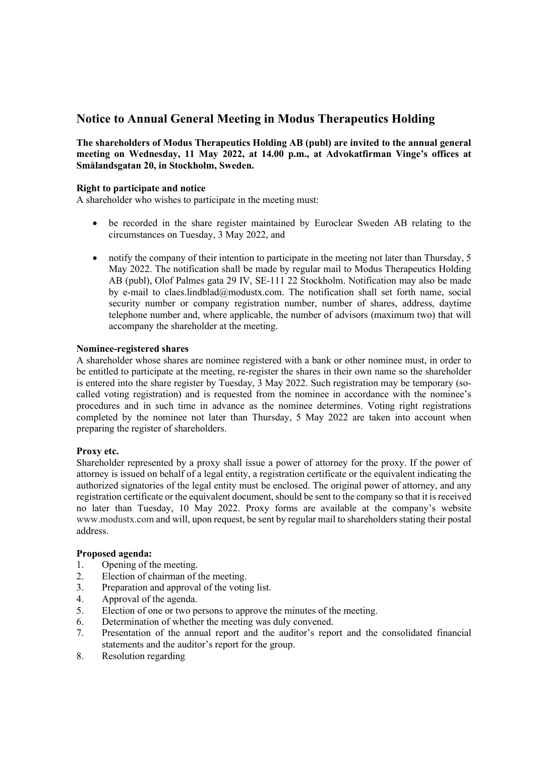# Notice to Annual General Meeting in Modus Therapeutics Holding

**The shareholders of Modus Therapeutics Holding AB (publ) are invited to the annual general meeting on Wednesday, 11 May 2022, at 14.00 p.m., at Advokatfirman Vinge's offices at Smålandsgatan 20, in Stockholm, Sweden.**

**Right to participate and notice**

A shareholder who wishes to participate in the meeting must:

- be recorded in the share register maintained by Euroclear Sweden AB relating to the circumstances on Tuesday, 3 May 2022, and
- notify the company of their intention to participate in the meeting not later than Thursday, 5 May 2022. The notification shall be made by regular mail to Modus Therapeutics Holding AB (publ), Olof Palmes gata 29 IV, SE-111 22 Stockholm. Notification may also be made by e-mail to claes.lindblad@modustx.com. The notification shall set forth name, social security number or company registration number, number of shares, address, daytime telephone number and, where applicable, the number of advisors (maximum two) that will accompany the shareholder at the meeting.

**Nominee-registered shares**

A shareholder whose shares are nominee registered with a bank or other nominee must, in order to be entitled to participate at the meeting, re-register the shares in their own name so the shareholder is entered into the share register by Tuesday, 3 May 2022. Such registration may be temporary (so-called voting registration) and is requested from the nominee in accordance with the nominee's procedures and in such time in advance as the nominee determines. Voting right registrations completed by the nominee not later than Thursday, 5 May 2022 are taken into account when preparing the register of shareholders.

**Proxy etc.**

Shareholder represented by a proxy shall issue a power of attorney for the proxy. If the power of attorney is issued on behalf of a legal entity, a registration certificate or the equivalent indicating the authorized signatories of the legal entity must be enclosed. The original power of attorney, and any registration certificate or the equivalent document, should be sent to the company so that it is received no later than Tuesday, 10 May 2022. Proxy forms are available at the company's website www.modustx.com and will, upon request, be sent by regular mail to shareholders stating their postal address.

**Proposed agenda:**

1. Opening of the meeting.
2. Election of chairman of the meeting.
3. Preparation and approval of the voting list.
4. Approval of the agenda.
5. Election of one or two persons to approve the minutes of the meeting.
6. Determination of whether the meeting was duly convened.
7. Presentation of the annual report and the auditor's report and the consolidated financial statements and the auditor's report for the group.
8. Resolution regarding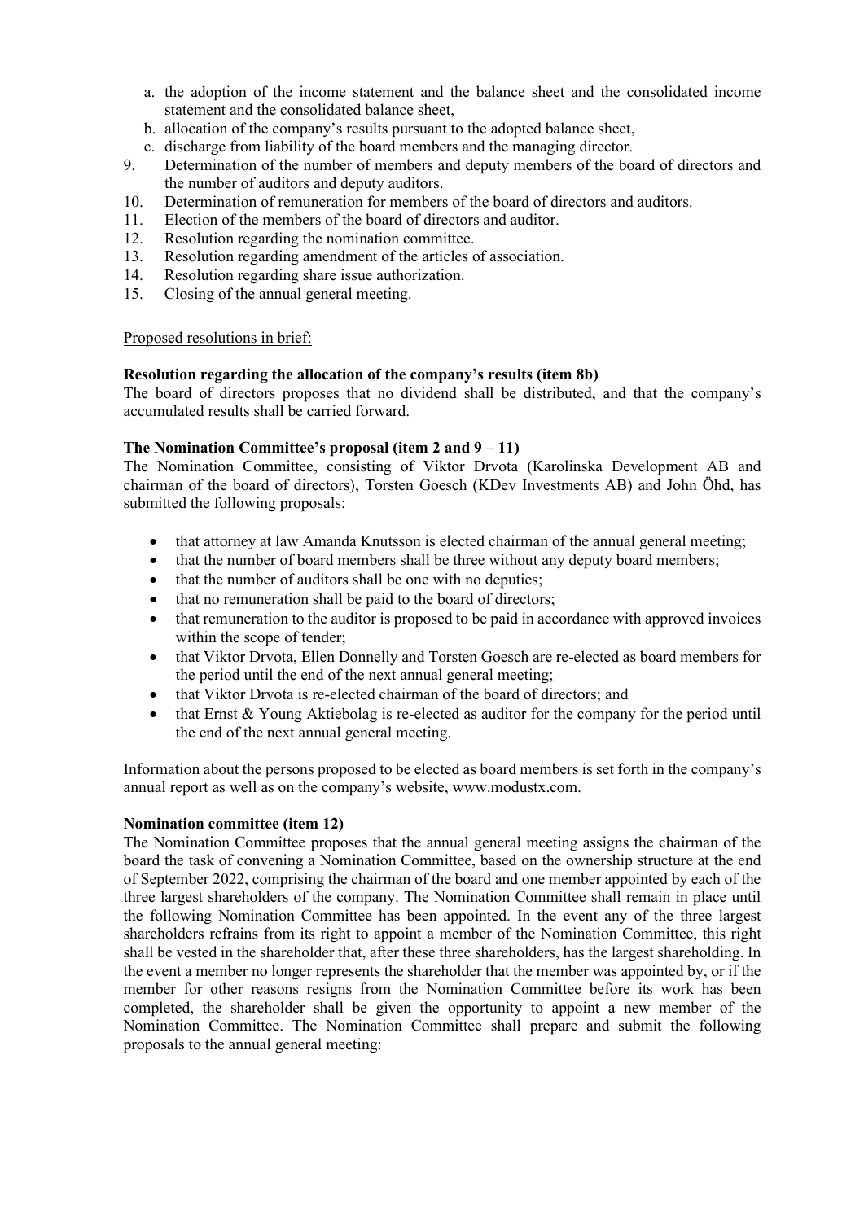a. the adoption of the income statement and the balance sheet and the consolidated income statement and the consolidated balance sheet,
   b. allocation of the company's results pursuant to the adopted balance sheet,
   c. discharge from liability of the board members and the managing director.
9. Determination of the number of members and deputy members of the board of directors and the number of auditors and deputy auditors.
10. Determination of remuneration for members of the board of directors and auditors.
11. Election of the members of the board of directors and auditor.
12. Resolution regarding the nomination committee.
13. Resolution regarding amendment of the articles of association.
14. Resolution regarding share issue authorization.
15. Closing of the annual general meeting.

<u>Proposed resolutions in brief:</u>

**Resolution regarding the allocation of the company's results (item 8b)**

The board of directors proposes that no dividend shall be distributed, and that the company's accumulated results shall be carried forward.

**The Nomination Committee's proposal (item 2 and 9 – 11)**

The Nomination Committee, consisting of Viktor Drvota (Karolinska Development AB and chairman of the board of directors), Torsten Goesch (KDev Investments AB) and John Öhd, has submitted the following proposals:

- that attorney at law Amanda Knutsson is elected chairman of the annual general meeting;
- that the number of board members shall be three without any deputy board members;
- that the number of auditors shall be one with no deputies;
- that no remuneration shall be paid to the board of directors;
- that remuneration to the auditor is proposed to be paid in accordance with approved invoices within the scope of tender;
- that Viktor Drvota, Ellen Donnelly and Torsten Goesch are re-elected as board members for the period until the end of the next annual general meeting;
- that Viktor Drvota is re-elected chairman of the board of directors; and
- that Ernst & Young Aktiebolag is re-elected as auditor for the company for the period until the end of the next annual general meeting.

Information about the persons proposed to be elected as board members is set forth in the company's annual report as well as on the company's website, www.modustx.com.

**Nomination committee (item 12)**

The Nomination Committee proposes that the annual general meeting assigns the chairman of the board the task of convening a Nomination Committee, based on the ownership structure at the end of September 2022, comprising the chairman of the board and one member appointed by each of the three largest shareholders of the company. The Nomination Committee shall remain in place until the following Nomination Committee has been appointed. In the event any of the three largest shareholders refrains from its right to appoint a member of the Nomination Committee, this right shall be vested in the shareholder that, after these three shareholders, has the largest shareholding. In the event a member no longer represents the shareholder that the member was appointed by, or if the member for other reasons resigns from the Nomination Committee before its work has been completed, the shareholder shall be given the opportunity to appoint a new member of the Nomination Committee. The Nomination Committee shall prepare and submit the following proposals to the annual general meeting: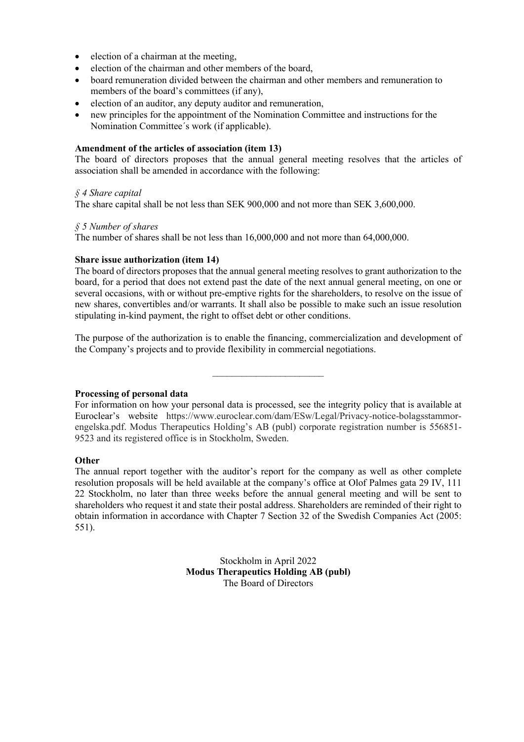- election of a chairman at the meeting,
- election of the chairman and other members of the board,
- board remuneration divided between the chairman and other members and remuneration to members of the board's committees (if any),
- election of an auditor, any deputy auditor and remuneration,
- new principles for the appointment of the Nomination Committee and instructions for the Nomination Committee´s work (if applicable).

**Amendment of the articles of association (item 13)**

The board of directors proposes that the annual general meeting resolves that the articles of association shall be amended in accordance with the following:

*§ 4 Share capital*

The share capital shall be not less than SEK 900,000 and not more than SEK 3,600,000.

*§ 5 Number of shares*

The number of shares shall be not less than 16,000,000 and not more than 64,000,000.

**Share issue authorization (item 14)**

The board of directors proposes that the annual general meeting resolves to grant authorization to the board, for a period that does not extend past the date of the next annual general meeting, on one or several occasions, with or without pre-emptive rights for the shareholders, to resolve on the issue of new shares, convertibles and/or warrants. It shall also be possible to make such an issue resolution stipulating in-kind payment, the right to offset debt or other conditions.

The purpose of the authorization is to enable the financing, commercialization and development of the Company's projects and to provide flexibility in commercial negotiations.

______________________

**Processing of personal data**

For information on how your personal data is processed, see the integrity policy that is available at Euroclear's website https://www.euroclear.com/dam/ESw/Legal/Privacy-notice-bolagsstammor-engelska.pdf. Modus Therapeutics Holding's AB (publ) corporate registration number is 556851-9523 and its registered office is in Stockholm, Sweden.

**Other**

The annual report together with the auditor's report for the company as well as other complete resolution proposals will be held available at the company's office at Olof Palmes gata 29 IV, 111 22 Stockholm, no later than three weeks before the annual general meeting and will be sent to shareholders who request it and state their postal address. Shareholders are reminded of their right to obtain information in accordance with Chapter 7 Section 32 of the Swedish Companies Act (2005: 551).

Stockholm in April 2022
**Modus Therapeutics Holding AB (publ)**
The Board of Directors